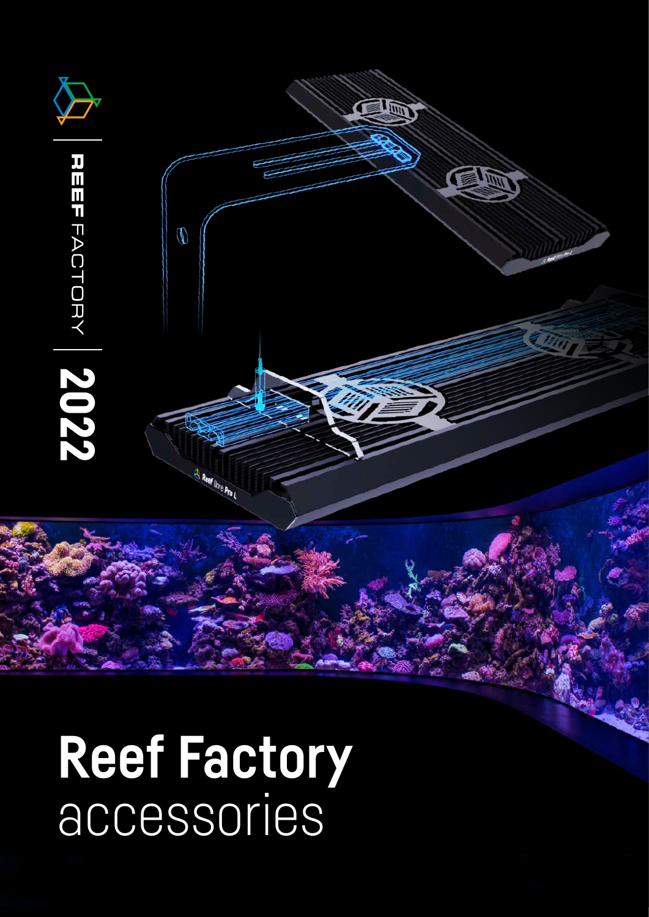REEF FACTORY | 2022

# Reef Factory
accessories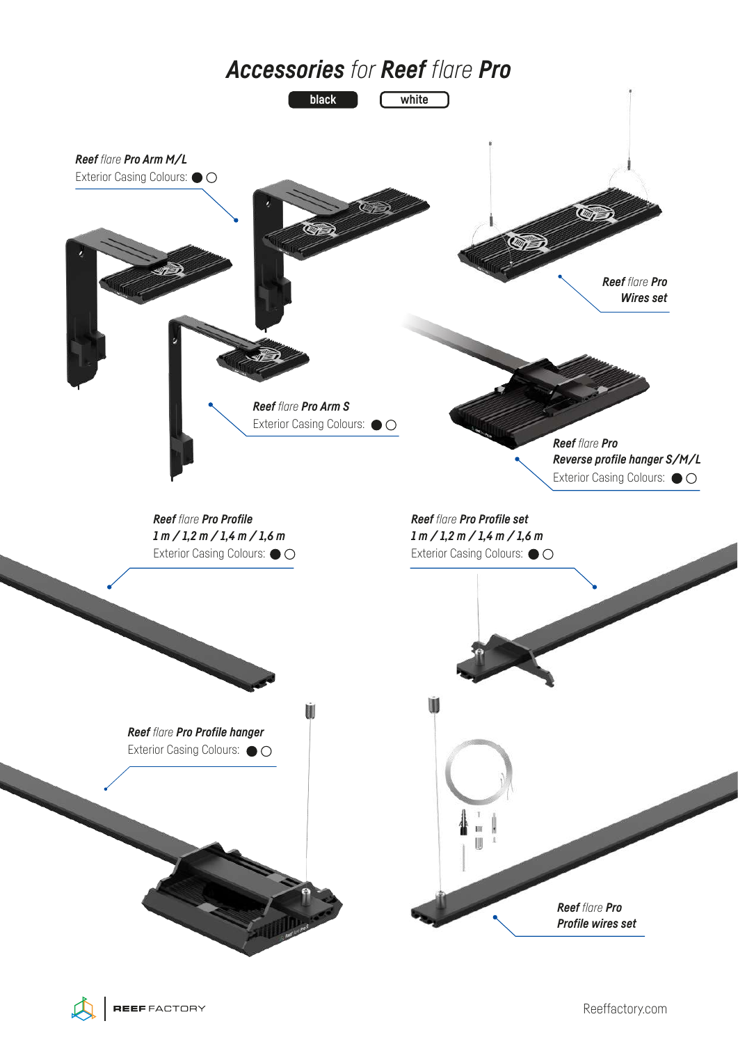# *Accessories* for *Reef* flare *Pro*

black   white

**Reef** flare **Pro Arm M/L**
Exterior Casing Colours: ● ○

**Reef** flare **Pro Wires set**

**Reef** flare **Pro Arm S**
Exterior Casing Colours: ● ○

**Reef** flare **Pro Reverse profile hanger S/M/L**
Exterior Casing Colours: ● ○

**Reef** flare **Pro Profile**
**1 m / 1,2 m / 1,4 m / 1,6 m**
Exterior Casing Colours: ● ○

**Reef** flare **Pro Profile set**
**1 m / 1,2 m / 1,4 m / 1,6 m**
Exterior Casing Colours: ● ○

**Reef** flare **Pro Profile hanger**
Exterior Casing Colours: ● ○

**Reef** flare **Pro Profile wires set**

REEF FACTORY

Reeffactory.com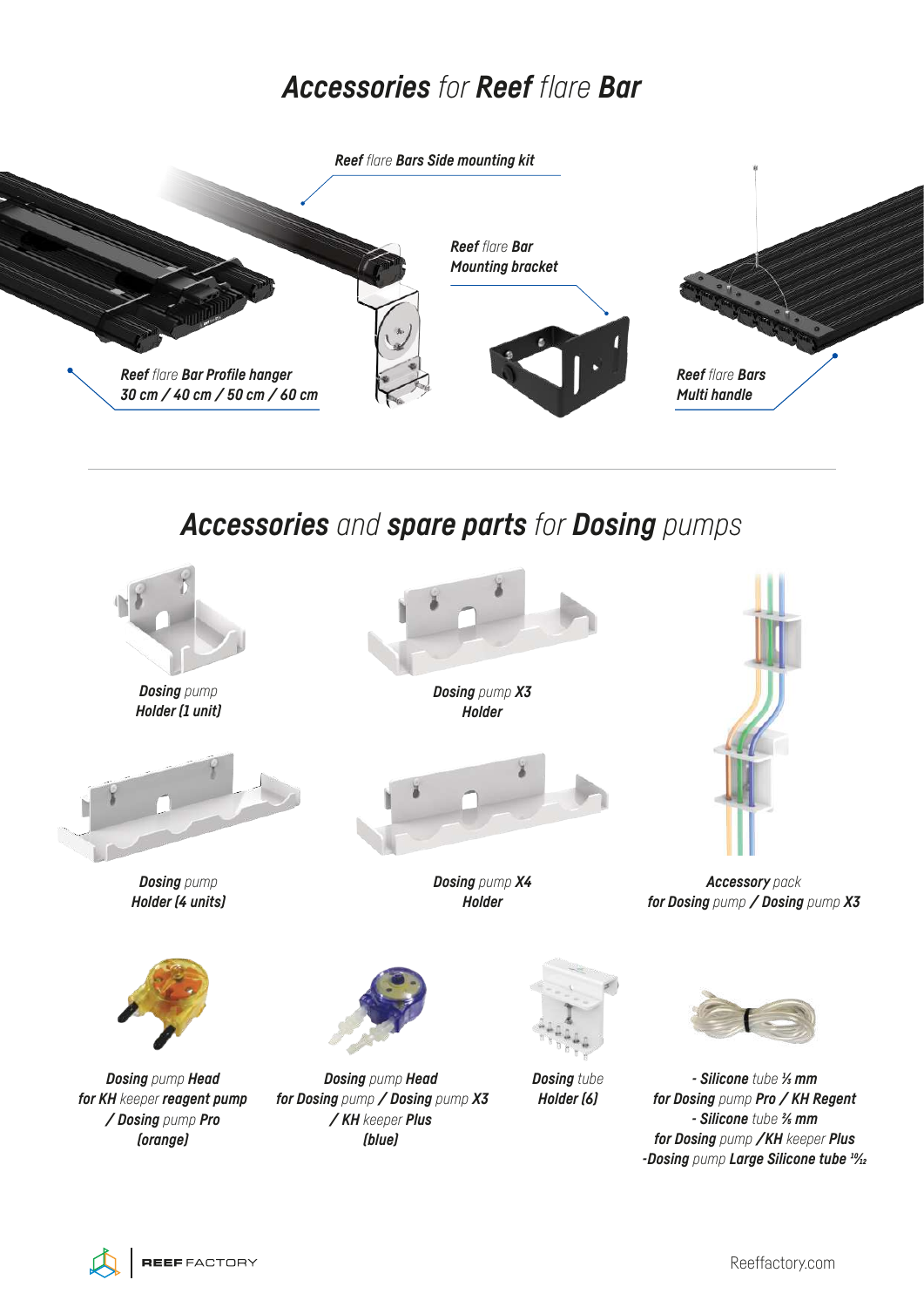# Accessories for Reef flare Bar

**Reef** flare **Bars Side mounting kit**

**Reef** flare **Bar Mounting bracket**

**Reef** flare **Bar Profile hanger 30 cm / 40 cm / 50 cm / 60 cm**

**Reef** flare **Bars Multi handle**

# Accessories and spare parts for Dosing pumps

**Dosing** pump **Holder (1 unit)**

**Dosing** pump **X3 Holder**

**Dosing** pump **Holder (4 units)**

**Dosing** pump **X4 Holder**

**Accessory** pack **for Dosing** pump **/ Dosing** pump **X3**

**Dosing** pump **Head for KH** keeper **reagent pump / Dosing** pump **Pro (orange)**

**Dosing** pump **Head for Dosing** pump **/ Dosing** pump **X3 / KH** keeper **Plus (blue)**

**Dosing** tube **Holder (6)**

**- Silicone** tube **⅓ mm for Dosing** pump **Pro / KH Regent**
**- Silicone** tube **⅔ mm for Dosing** pump **/KH** keeper **Plus**
**-Dosing** pump **Large Silicone tube ¹⁰⁄₁₂**

Reeffactory.com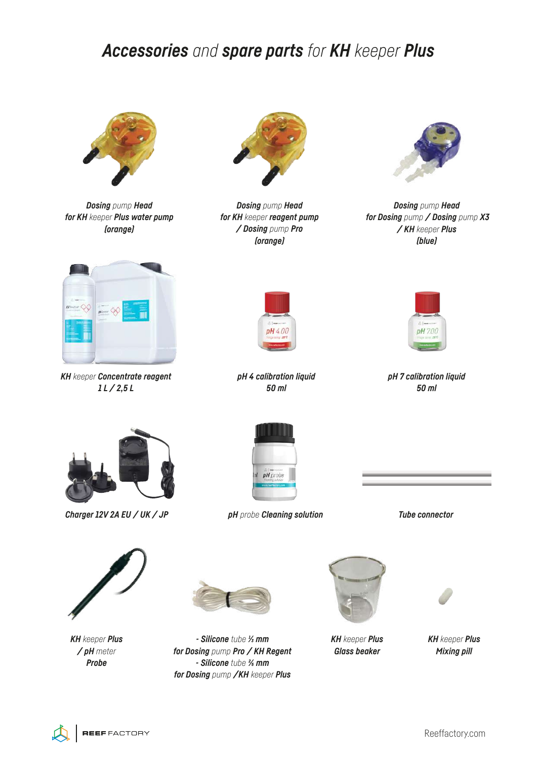# *Accessories* and *spare parts* for *KH keeper Plus*

**Dosing** pump **Head**
**for KH** keeper **Plus water pump**
**(orange)**

**Dosing** pump **Head**
**for KH** keeper **reagent pump**
**/ Dosing** pump **Pro**
**(orange)**

**Dosing** pump **Head**
**for Dosing** pump **/ Dosing** pump **X3**
**/ KH** keeper **Plus**
**(blue)**

**KH** keeper **Concentrate reagent**
**1 L / 2,5 L**

**pH 4 calibration liquid**
**50 ml**

**pH 7 calibration liquid**
**50 ml**

**Charger 12V 2A EU / UK / JP**

**pH** probe **Cleaning solution**

**Tube connector**

**KH** keeper **Plus**
**/ pH** meter
**Probe**

**- Silicone** tube **⅓ mm**
**for Dosing** pump **Pro / KH Regent**
**- Silicone** tube **⅗ mm**
**for Dosing** pump **/KH** keeper **Plus**

**KH** keeper **Plus**
**Glass beaker**

**KH** keeper **Plus**
**Mixing pill**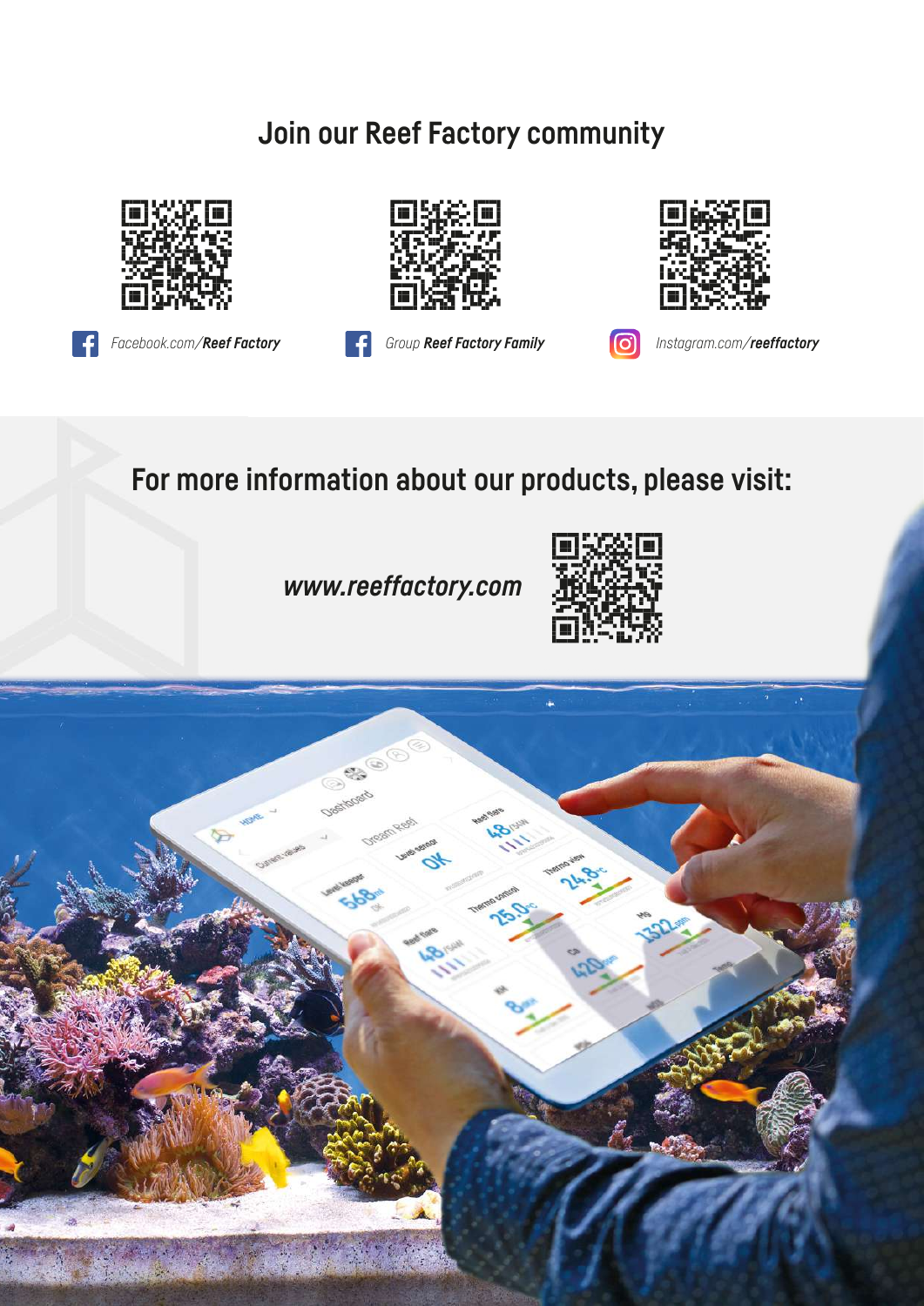## Join our Reef Factory community

*Facebook.com/**Reef Factory***

*Group **Reef Factory Family***

*Instagram.com/**reeffactory***

## For more information about our products, please visit:

***www.reeffactory.com***